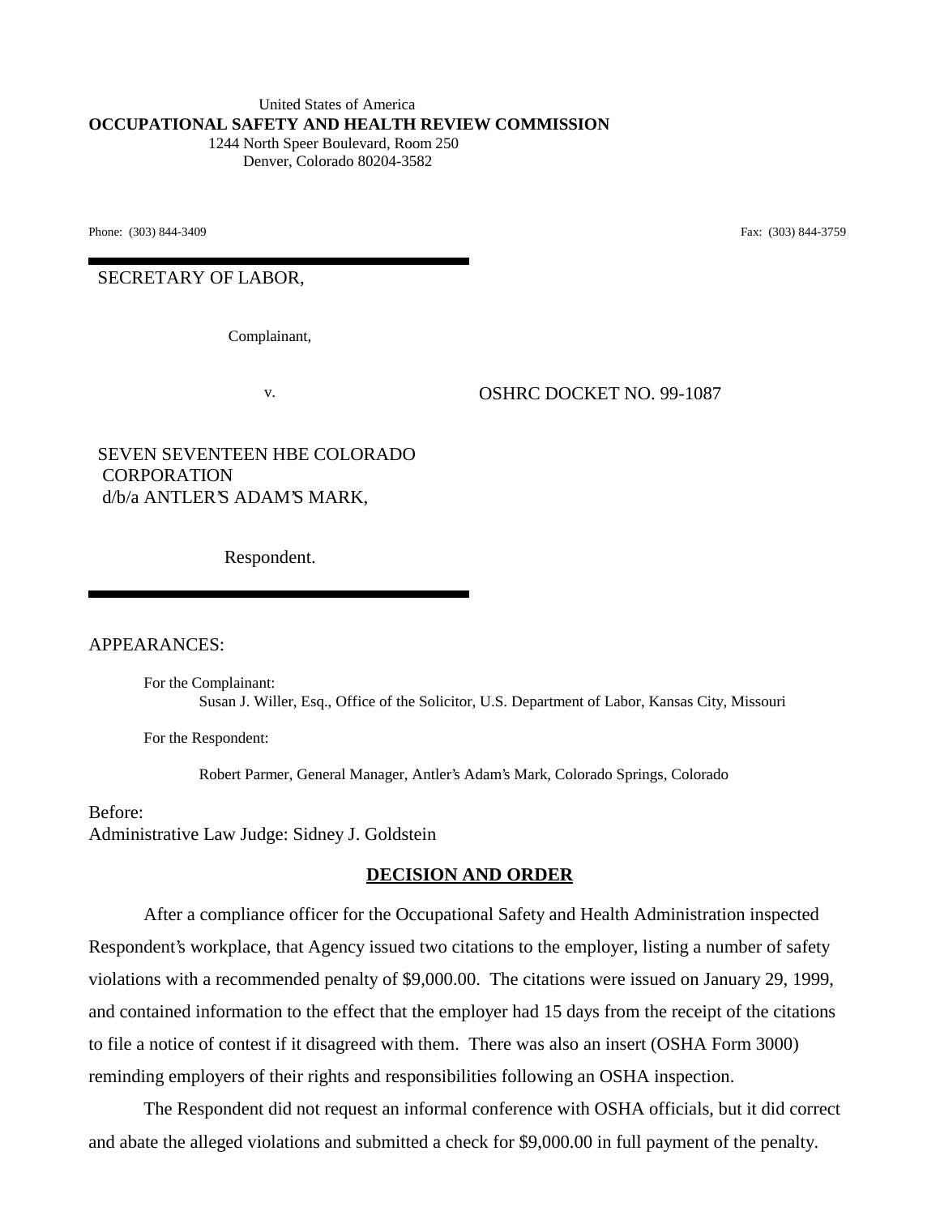United States of America
**OCCUPATIONAL SAFETY AND HEALTH REVIEW COMMISSION**
1244 North Speer Boulevard, Room 250
Denver, Colorado 80204-3582

Phone: (303) 844-3409 Fax: (303) 844-3759

SECRETARY OF LABOR,

Complainant,

v. OSHRC DOCKET NO. 99-1087

SEVEN SEVENTEEN HBE COLORADO CORPORATION
d/b/a ANTLER'S ADAM'S MARK,

Respondent.

APPEARANCES:

For the Complainant:
Susan J. Willer, Esq., Office of the Solicitor, U.S. Department of Labor, Kansas City, Missouri

For the Respondent:

Robert Parmer, General Manager, Antler's Adam's Mark, Colorado Springs, Colorado

Before:
Administrative Law Judge: Sidney J. Goldstein

## DECISION AND ORDER

After a compliance officer for the Occupational Safety and Health Administration inspected Respondent's workplace, that Agency issued two citations to the employer, listing a number of safety violations with a recommended penalty of $9,000.00. The citations were issued on January 29, 1999, and contained information to the effect that the employer had 15 days from the receipt of the citations to file a notice of contest if it disagreed with them. There was also an insert (OSHA Form 3000) reminding employers of their rights and responsibilities following an OSHA inspection.

The Respondent did not request an informal conference with OSHA officials, but it did correct and abate the alleged violations and submitted a check for $9,000.00 in full payment of the penalty.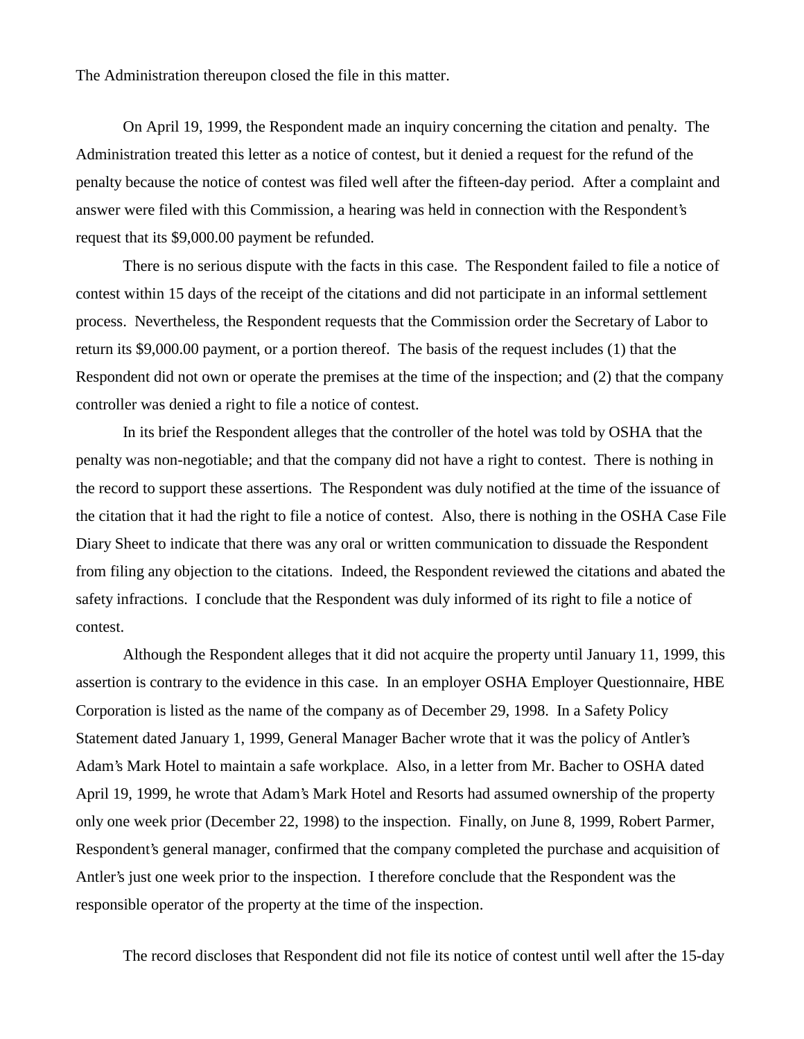The Administration thereupon closed the file in this matter.

On April 19, 1999, the Respondent made an inquiry concerning the citation and penalty. The Administration treated this letter as a notice of contest, but it denied a request for the refund of the penalty because the notice of contest was filed well after the fifteen-day period. After a complaint and answer were filed with this Commission, a hearing was held in connection with the Respondent's request that its $9,000.00 payment be refunded.

There is no serious dispute with the facts in this case. The Respondent failed to file a notice of contest within 15 days of the receipt of the citations and did not participate in an informal settlement process. Nevertheless, the Respondent requests that the Commission order the Secretary of Labor to return its $9,000.00 payment, or a portion thereof. The basis of the request includes (1) that the Respondent did not own or operate the premises at the time of the inspection; and (2) that the company controller was denied a right to file a notice of contest.

In its brief the Respondent alleges that the controller of the hotel was told by OSHA that the penalty was non-negotiable; and that the company did not have a right to contest. There is nothing in the record to support these assertions. The Respondent was duly notified at the time of the issuance of the citation that it had the right to file a notice of contest. Also, there is nothing in the OSHA Case File Diary Sheet to indicate that there was any oral or written communication to dissuade the Respondent from filing any objection to the citations. Indeed, the Respondent reviewed the citations and abated the safety infractions. I conclude that the Respondent was duly informed of its right to file a notice of contest.

Although the Respondent alleges that it did not acquire the property until January 11, 1999, this assertion is contrary to the evidence in this case. In an employer OSHA Employer Questionnaire, HBE Corporation is listed as the name of the company as of December 29, 1998. In a Safety Policy Statement dated January 1, 1999, General Manager Bacher wrote that it was the policy of Antler's Adam's Mark Hotel to maintain a safe workplace. Also, in a letter from Mr. Bacher to OSHA dated April 19, 1999, he wrote that Adam's Mark Hotel and Resorts had assumed ownership of the property only one week prior (December 22, 1998) to the inspection. Finally, on June 8, 1999, Robert Parmer, Respondent's general manager, confirmed that the company completed the purchase and acquisition of Antler's just one week prior to the inspection. I therefore conclude that the Respondent was the responsible operator of the property at the time of the inspection.

The record discloses that Respondent did not file its notice of contest until well after the 15-day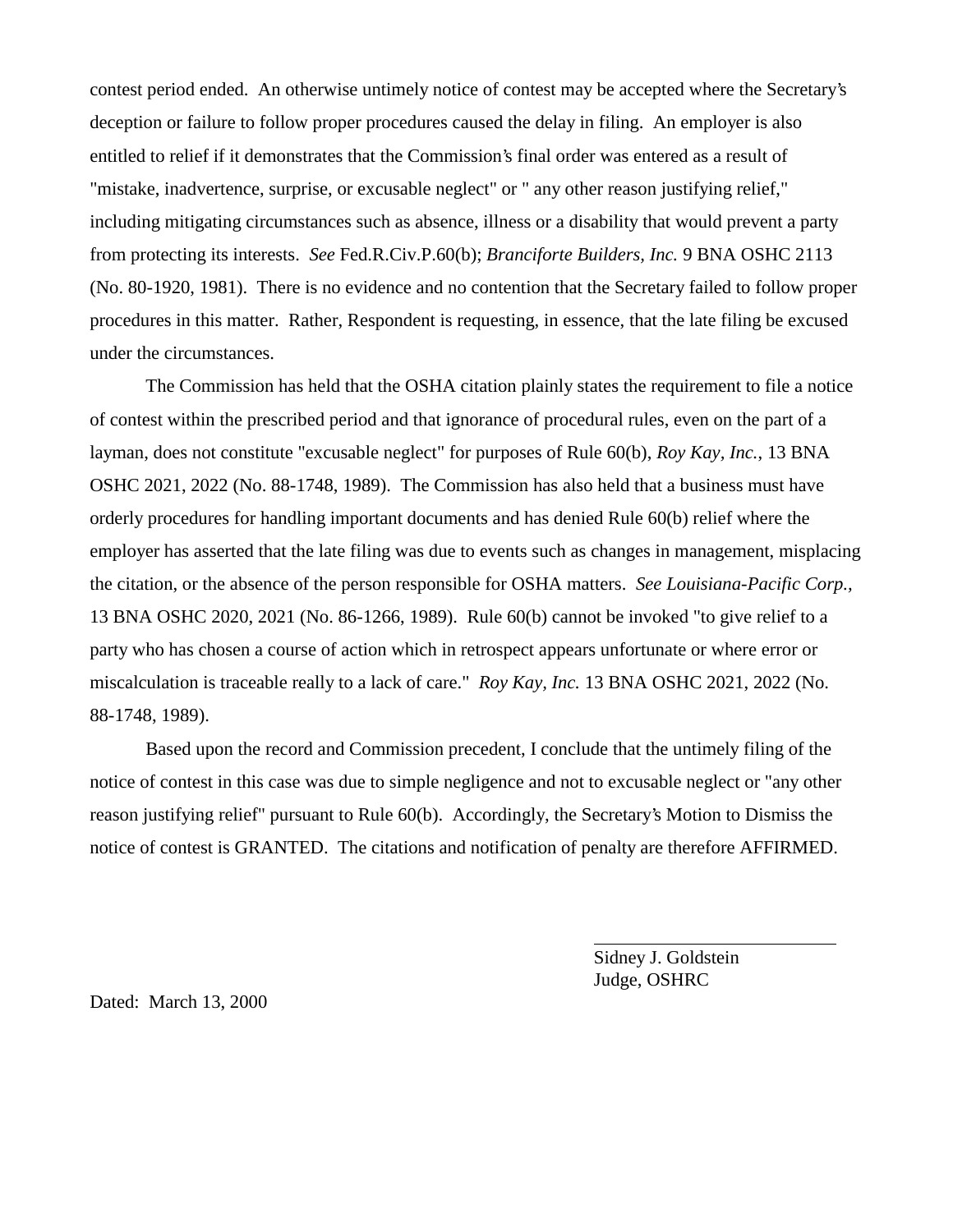contest period ended. An otherwise untimely notice of contest may be accepted where the Secretary's deception or failure to follow proper procedures caused the delay in filing. An employer is also entitled to relief if it demonstrates that the Commission's final order was entered as a result of "mistake, inadvertence, surprise, or excusable neglect" or " any other reason justifying relief," including mitigating circumstances such as absence, illness or a disability that would prevent a party from protecting its interests. *See* Fed.R.Civ.P.60(b); *Branciforte Builders, Inc.* 9 BNA OSHC 2113 (No. 80-1920, 1981). There is no evidence and no contention that the Secretary failed to follow proper procedures in this matter. Rather, Respondent is requesting, in essence, that the late filing be excused under the circumstances.

The Commission has held that the OSHA citation plainly states the requirement to file a notice of contest within the prescribed period and that ignorance of procedural rules, even on the part of a layman, does not constitute "excusable neglect" for purposes of Rule 60(b), *Roy Kay, Inc.*, 13 BNA OSHC 2021, 2022 (No. 88-1748, 1989). The Commission has also held that a business must have orderly procedures for handling important documents and has denied Rule 60(b) relief where the employer has asserted that the late filing was due to events such as changes in management, misplacing the citation, or the absence of the person responsible for OSHA matters. *See Louisiana-Pacific Corp.*, 13 BNA OSHC 2020, 2021 (No. 86-1266, 1989). Rule 60(b) cannot be invoked "to give relief to a party who has chosen a course of action which in retrospect appears unfortunate or where error or miscalculation is traceable really to a lack of care." *Roy Kay, Inc.* 13 BNA OSHC 2021, 2022 (No. 88-1748, 1989).

Based upon the record and Commission precedent, I conclude that the untimely filing of the notice of contest in this case was due to simple negligence and not to excusable neglect or "any other reason justifying relief" pursuant to Rule 60(b). Accordingly, the Secretary's Motion to Dismiss the notice of contest is GRANTED. The citations and notification of penalty are therefore AFFIRMED.

Sidney J. Goldstein
Judge, OSHRC

Dated: March 13, 2000